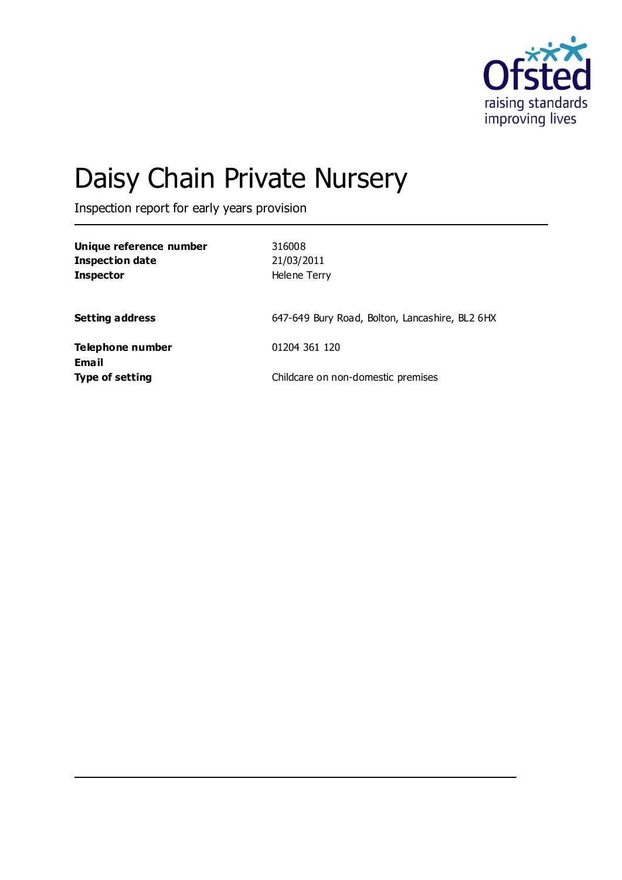# Daisy Chain Private Nursery

Inspection report for early years provision

| | |
|---|---|
| **Unique reference number** | 316008 |
| **Inspection date** | 21/03/2011 |
| **Inspector** | Helene Terry |
| | |
| **Setting address** | 647-649 Bury Road, Bolton, Lancashire, BL2 6HX |
| | |
| **Telephone number** | 01204 361 120 |
| **Email** | |
| **Type of setting** | Childcare on non-domestic premises |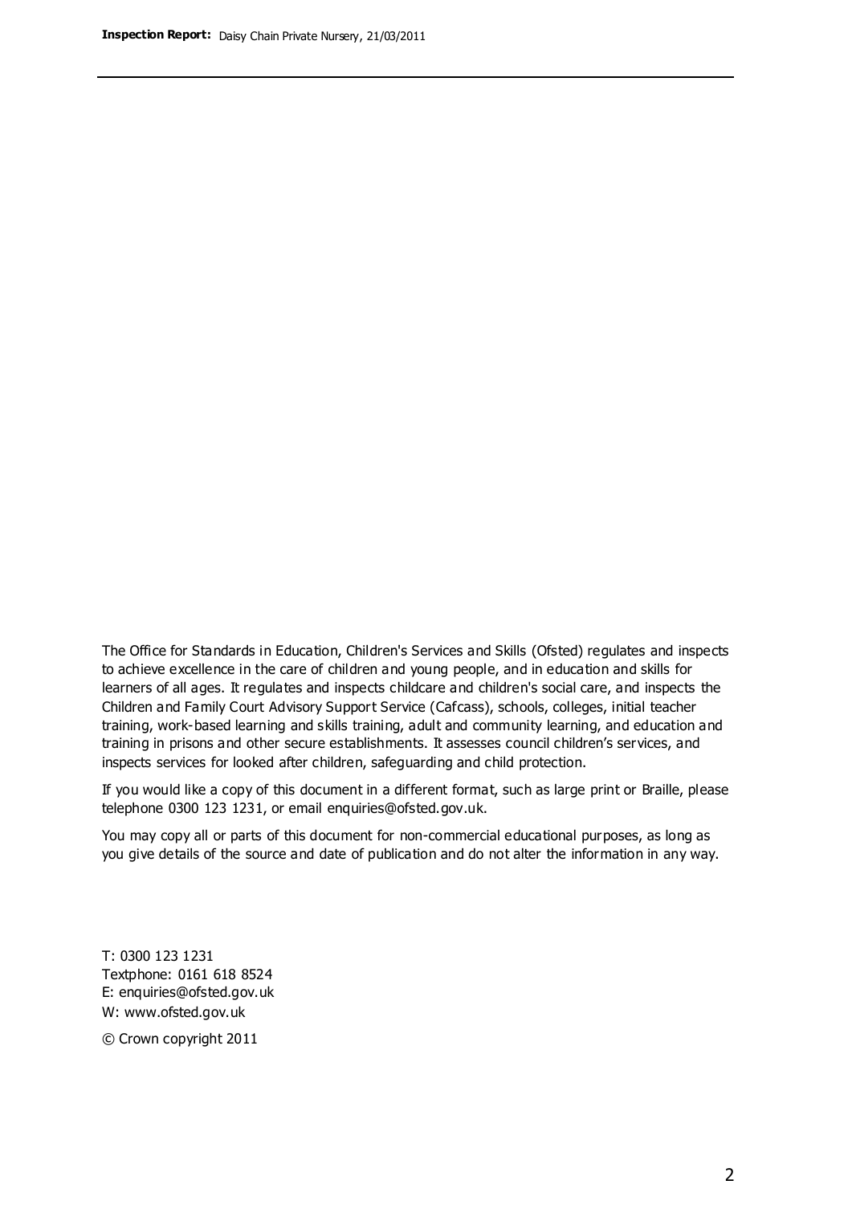The Office for Standards in Education, Children's Services and Skills (Ofsted) regulates and inspects to achieve excellence in the care of children and young people, and in education and skills for learners of all ages. It regulates and inspects childcare and children's social care, and inspects the Children and Family Court Advisory Support Service (Cafcass), schools, colleges, initial teacher training, work-based learning and skills training, adult and community learning, and education and training in prisons and other secure establishments. It assesses council children's services, and inspects services for looked after children, safeguarding and child protection.

If you would like a copy of this document in a different format, such as large print or Braille, please telephone 0300 123 1231, or email enquiries@ofsted.gov.uk.

You may copy all or parts of this document for non-commercial educational purposes, as long as you give details of the source and date of publication and do not alter the information in any way.

T: 0300 123 1231
Textphone: 0161 618 8524
E: enquiries@ofsted.gov.uk
W: www.ofsted.gov.uk

© Crown copyright 2011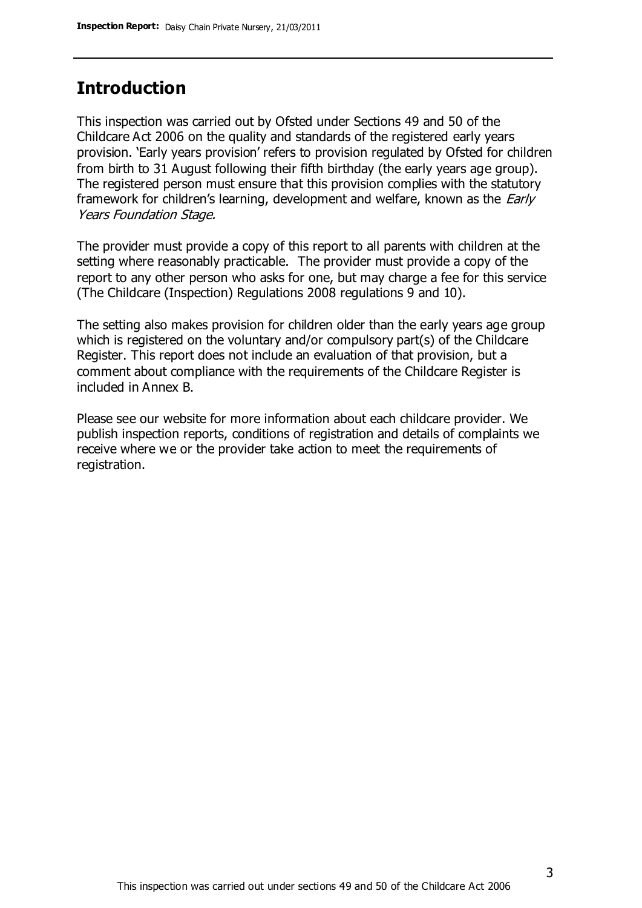## Introduction

This inspection was carried out by Ofsted under Sections 49 and 50 of the Childcare Act 2006 on the quality and standards of the registered early years provision. 'Early years provision' refers to provision regulated by Ofsted for children from birth to 31 August following their fifth birthday (the early years age group). The registered person must ensure that this provision complies with the statutory framework for children's learning, development and welfare, known as the *Early Years Foundation Stage.*

The provider must provide a copy of this report to all parents with children at the setting where reasonably practicable. The provider must provide a copy of the report to any other person who asks for one, but may charge a fee for this service (The Childcare (Inspection) Regulations 2008 regulations 9 and 10).

The setting also makes provision for children older than the early years age group which is registered on the voluntary and/or compulsory part(s) of the Childcare Register. This report does not include an evaluation of that provision, but a comment about compliance with the requirements of the Childcare Register is included in Annex B.

Please see our website for more information about each childcare provider. We publish inspection reports, conditions of registration and details of complaints we receive where we or the provider take action to meet the requirements of registration.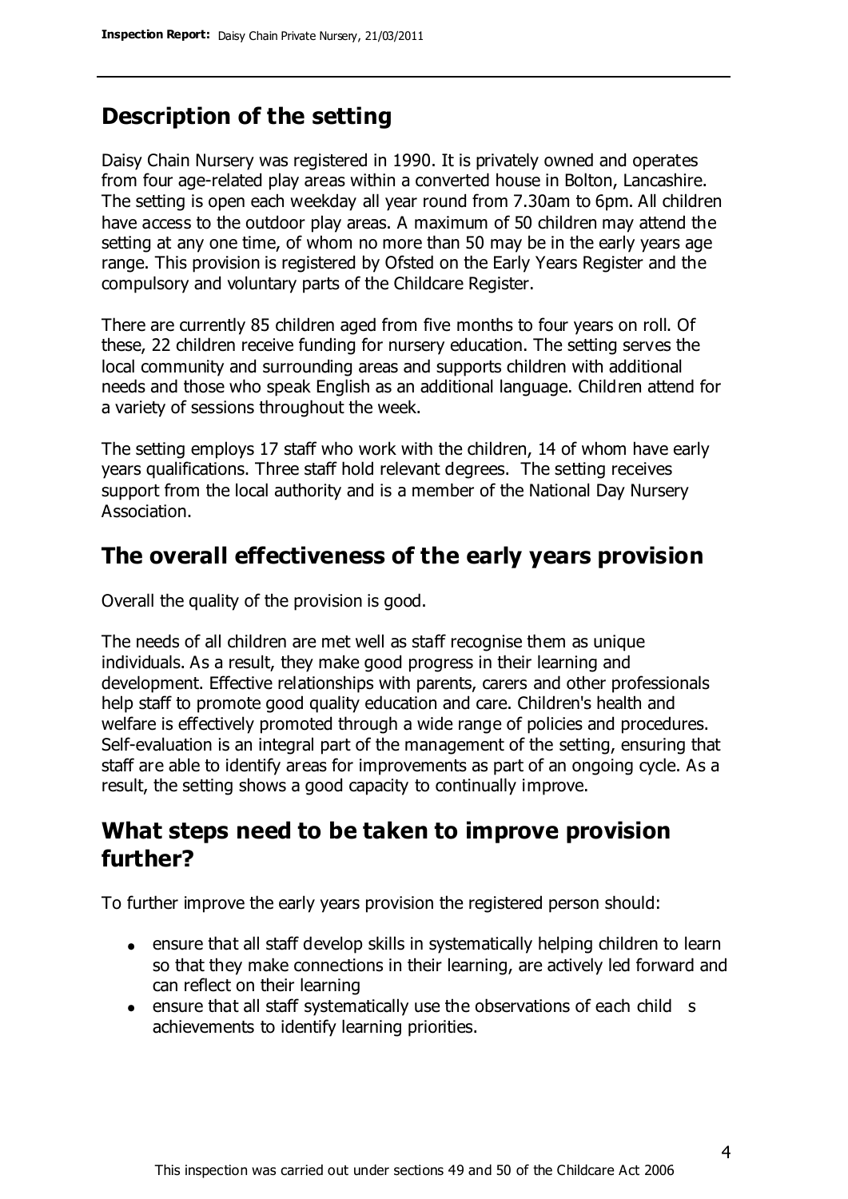## Description of the setting

Daisy Chain Nursery was registered in 1990. It is privately owned and operates from four age-related play areas within a converted house in Bolton, Lancashire. The setting is open each weekday all year round from 7.30am to 6pm. All children have access to the outdoor play areas. A maximum of 50 children may attend the setting at any one time, of whom no more than 50 may be in the early years age range. This provision is registered by Ofsted on the Early Years Register and the compulsory and voluntary parts of the Childcare Register.

There are currently 85 children aged from five months to four years on roll. Of these, 22 children receive funding for nursery education. The setting serves the local community and surrounding areas and supports children with additional needs and those who speak English as an additional language. Children attend for a variety of sessions throughout the week.

The setting employs 17 staff who work with the children, 14 of whom have early years qualifications. Three staff hold relevant degrees. The setting receives support from the local authority and is a member of the National Day Nursery Association.

## The overall effectiveness of the early years provision

Overall the quality of the provision is good.

The needs of all children are met well as staff recognise them as unique individuals. As a result, they make good progress in their learning and development. Effective relationships with parents, carers and other professionals help staff to promote good quality education and care. Children's health and welfare is effectively promoted through a wide range of policies and procedures. Self-evaluation is an integral part of the management of the setting, ensuring that staff are able to identify areas for improvements as part of an ongoing cycle. As a result, the setting shows a good capacity to continually improve.

## What steps need to be taken to improve provision further?

To further improve the early years provision the registered person should:

- ensure that all staff develop skills in systematically helping children to learn so that they make connections in their learning, are actively led forward and can reflect on their learning
- ensure that all staff systematically use the observations of each child s achievements to identify learning priorities.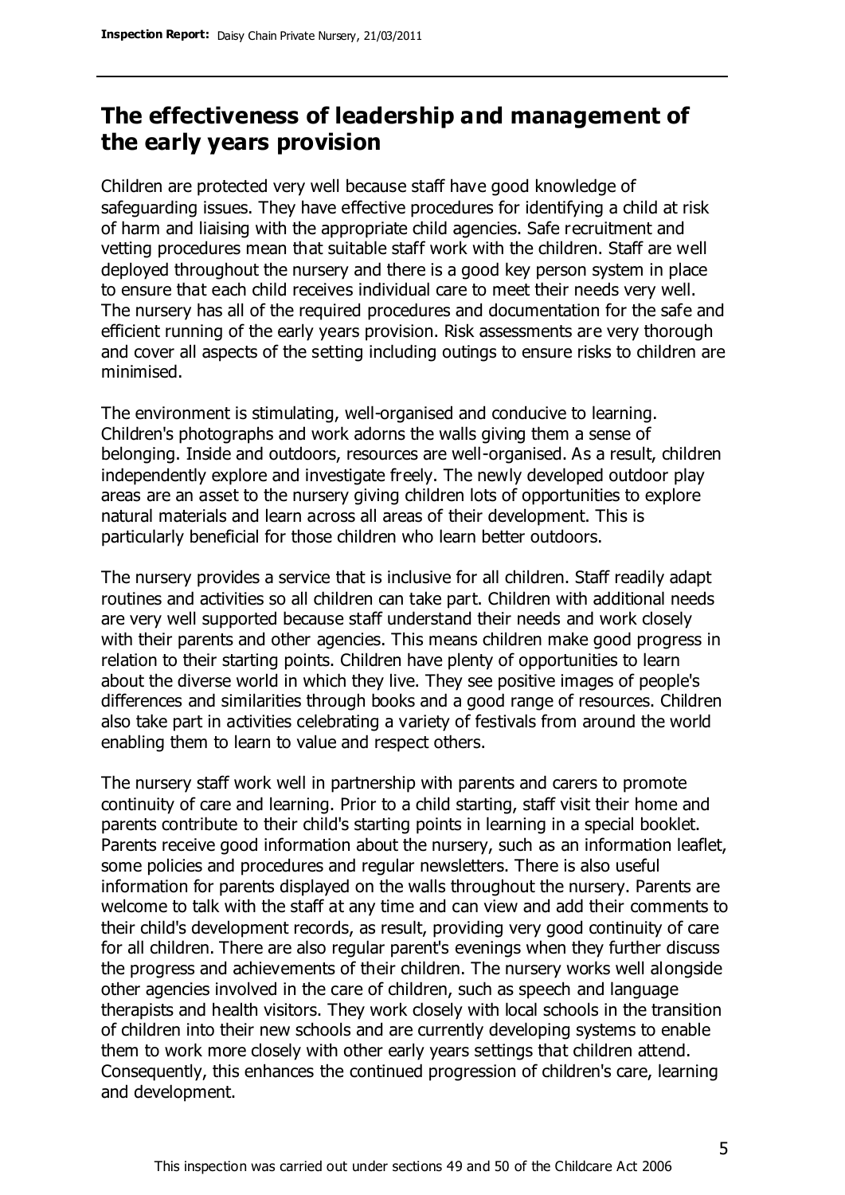## The effectiveness of leadership and management of the early years provision

Children are protected very well because staff have good knowledge of safeguarding issues. They have effective procedures for identifying a child at risk of harm and liaising with the appropriate child agencies. Safe recruitment and vetting procedures mean that suitable staff work with the children. Staff are well deployed throughout the nursery and there is a good key person system in place to ensure that each child receives individual care to meet their needs very well. The nursery has all of the required procedures and documentation for the safe and efficient running of the early years provision. Risk assessments are very thorough and cover all aspects of the setting including outings to ensure risks to children are minimised.

The environment is stimulating, well-organised and conducive to learning. Children's photographs and work adorns the walls giving them a sense of belonging. Inside and outdoors, resources are well-organised. As a result, children independently explore and investigate freely. The newly developed outdoor play areas are an asset to the nursery giving children lots of opportunities to explore natural materials and learn across all areas of their development. This is particularly beneficial for those children who learn better outdoors.

The nursery provides a service that is inclusive for all children. Staff readily adapt routines and activities so all children can take part. Children with additional needs are very well supported because staff understand their needs and work closely with their parents and other agencies. This means children make good progress in relation to their starting points. Children have plenty of opportunities to learn about the diverse world in which they live. They see positive images of people's differences and similarities through books and a good range of resources. Children also take part in activities celebrating a variety of festivals from around the world enabling them to learn to value and respect others.

The nursery staff work well in partnership with parents and carers to promote continuity of care and learning. Prior to a child starting, staff visit their home and parents contribute to their child's starting points in learning in a special booklet. Parents receive good information about the nursery, such as an information leaflet, some policies and procedures and regular newsletters. There is also useful information for parents displayed on the walls throughout the nursery. Parents are welcome to talk with the staff at any time and can view and add their comments to their child's development records, as result, providing very good continuity of care for all children. There are also regular parent's evenings when they further discuss the progress and achievements of their children. The nursery works well alongside other agencies involved in the care of children, such as speech and language therapists and health visitors. They work closely with local schools in the transition of children into their new schools and are currently developing systems to enable them to work more closely with other early years settings that children attend. Consequently, this enhances the continued progression of children's care, learning and development.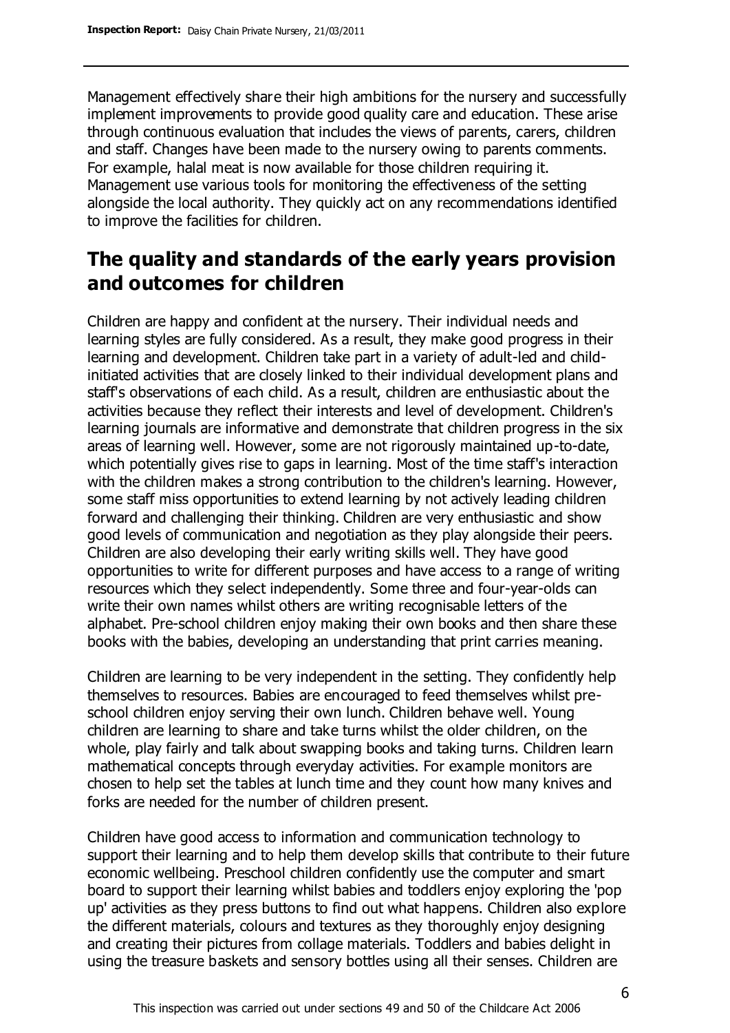Management effectively share their high ambitions for the nursery and successfully implement improvements to provide good quality care and education. These arise through continuous evaluation that includes the views of parents, carers, children and staff. Changes have been made to the nursery owing to parents comments. For example, halal meat is now available for those children requiring it. Management use various tools for monitoring the effectiveness of the setting alongside the local authority. They quickly act on any recommendations identified to improve the facilities for children.

## The quality and standards of the early years provision and outcomes for children

Children are happy and confident at the nursery. Their individual needs and learning styles are fully considered. As a result, they make good progress in their learning and development. Children take part in a variety of adult-led and child-initiated activities that are closely linked to their individual development plans and staff's observations of each child. As a result, children are enthusiastic about the activities because they reflect their interests and level of development. Children's learning journals are informative and demonstrate that children progress in the six areas of learning well. However, some are not rigorously maintained up-to-date, which potentially gives rise to gaps in learning. Most of the time staff's interaction with the children makes a strong contribution to the children's learning. However, some staff miss opportunities to extend learning by not actively leading children forward and challenging their thinking. Children are very enthusiastic and show good levels of communication and negotiation as they play alongside their peers. Children are also developing their early writing skills well. They have good opportunities to write for different purposes and have access to a range of writing resources which they select independently. Some three and four-year-olds can write their own names whilst others are writing recognisable letters of the alphabet. Pre-school children enjoy making their own books and then share these books with the babies, developing an understanding that print carries meaning.

Children are learning to be very independent in the setting. They confidently help themselves to resources. Babies are encouraged to feed themselves whilst pre-school children enjoy serving their own lunch. Children behave well. Young children are learning to share and take turns whilst the older children, on the whole, play fairly and talk about swapping books and taking turns. Children learn mathematical concepts through everyday activities. For example monitors are chosen to help set the tables at lunch time and they count how many knives and forks are needed for the number of children present.

Children have good access to information and communication technology to support their learning and to help them develop skills that contribute to their future economic wellbeing. Preschool children confidently use the computer and smart board to support their learning whilst babies and toddlers enjoy exploring the 'pop up' activities as they press buttons to find out what happens. Children also explore the different materials, colours and textures as they thoroughly enjoy designing and creating their pictures from collage materials. Toddlers and babies delight in using the treasure baskets and sensory bottles using all their senses. Children are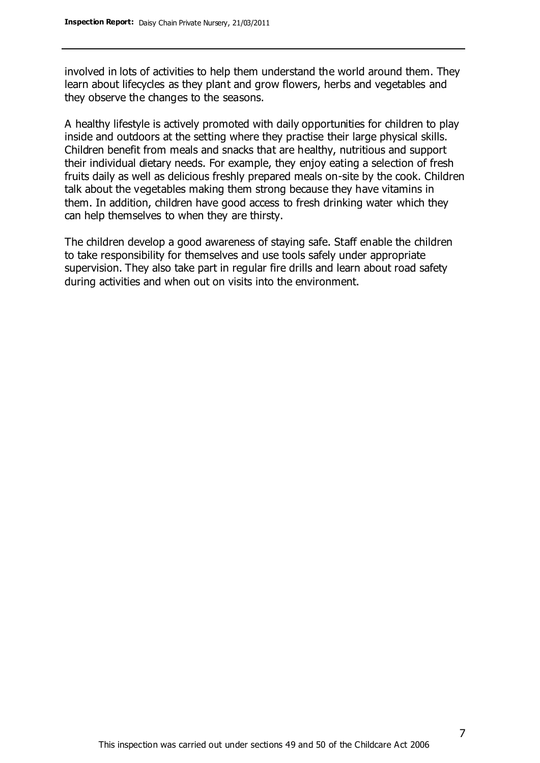involved in lots of activities to help them understand the world around them. They learn about lifecycles as they plant and grow flowers, herbs and vegetables and they observe the changes to the seasons.

A healthy lifestyle is actively promoted with daily opportunities for children to play inside and outdoors at the setting where they practise their large physical skills. Children benefit from meals and snacks that are healthy, nutritious and support their individual dietary needs. For example, they enjoy eating a selection of fresh fruits daily as well as delicious freshly prepared meals on-site by the cook. Children talk about the vegetables making them strong because they have vitamins in them. In addition, children have good access to fresh drinking water which they can help themselves to when they are thirsty.

The children develop a good awareness of staying safe. Staff enable the children to take responsibility for themselves and use tools safely under appropriate supervision. They also take part in regular fire drills and learn about road safety during activities and when out on visits into the environment.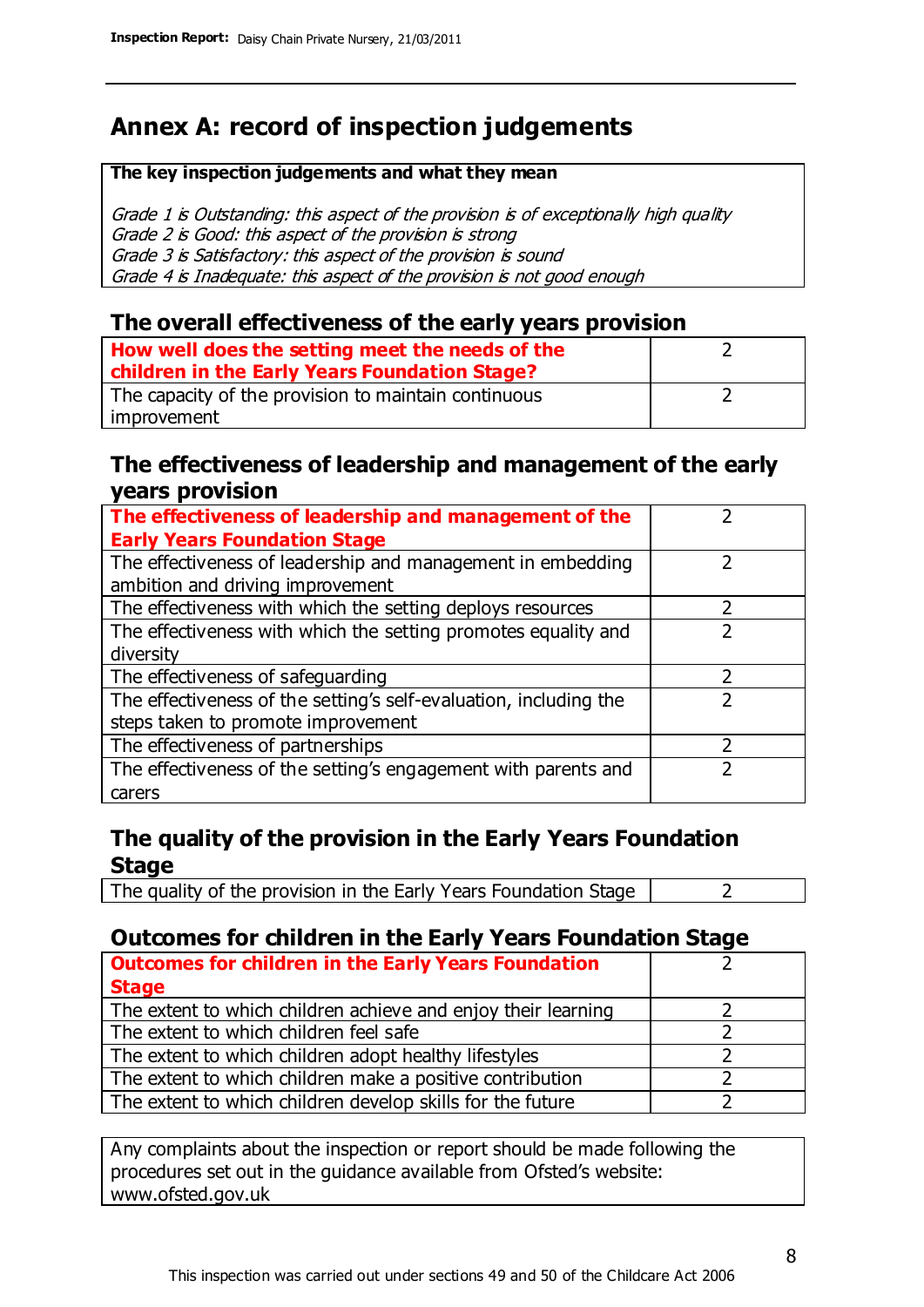# Annex A: record of inspection judgements

**The key inspection judgements and what they mean**

*Grade 1 is Outstanding: this aspect of the provision is of exceptionally high quality*
*Grade 2 is Good: this aspect of the provision is strong*
*Grade 3 is Satisfactory: this aspect of the provision is sound*
*Grade 4 is Inadequate: this aspect of the provision is not good enough*

## The overall effectiveness of the early years provision

| | |
|---|---|
| **How well does the setting meet the needs of the children in the Early Years Foundation Stage?** | 2 |
| The capacity of the provision to maintain continuous improvement | 2 |

## The effectiveness of leadership and management of the early years provision

| | |
|---|---|
| **The effectiveness of leadership and management of the Early Years Foundation Stage** | 2 |
| The effectiveness of leadership and management in embedding ambition and driving improvement | 2 |
| The effectiveness with which the setting deploys resources | 2 |
| The effectiveness with which the setting promotes equality and diversity | 2 |
| The effectiveness of safeguarding | 2 |
| The effectiveness of the setting's self-evaluation, including the steps taken to promote improvement | 2 |
| The effectiveness of partnerships | 2 |
| The effectiveness of the setting's engagement with parents and carers | 2 |

## The quality of the provision in the Early Years Foundation Stage

| | |
|---|---|
| The quality of the provision in the Early Years Foundation Stage | 2 |

## Outcomes for children in the Early Years Foundation Stage

| | |
|---|---|
| **Outcomes for children in the Early Years Foundation Stage** | 2 |
| The extent to which children achieve and enjoy their learning | 2 |
| The extent to which children feel safe | 2 |
| The extent to which children adopt healthy lifestyles | 2 |
| The extent to which children make a positive contribution | 2 |
| The extent to which children develop skills for the future | 2 |

Any complaints about the inspection or report should be made following the procedures set out in the guidance available from Ofsted's website: www.ofsted.gov.uk

This inspection was carried out under sections 49 and 50 of the Childcare Act 2006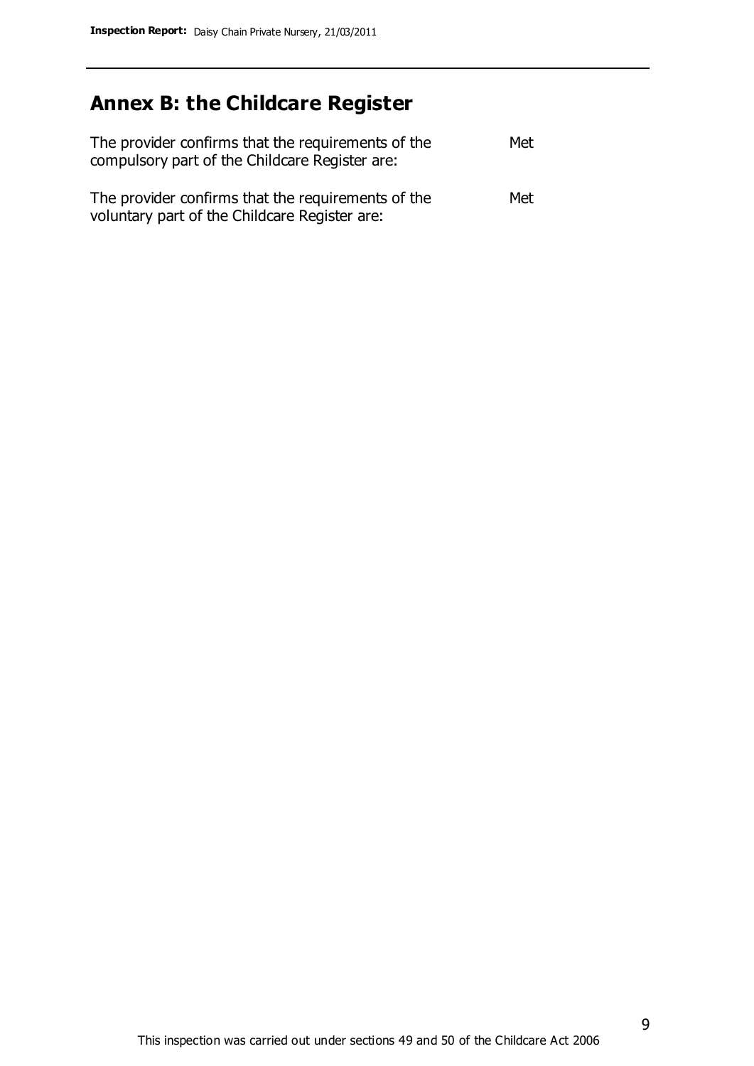## Annex B: the Childcare Register

| | |
|---|---|
| The provider confirms that the requirements of the compulsory part of the Childcare Register are: | Met |
| The provider confirms that the requirements of the voluntary part of the Childcare Register are: | Met |

This inspection was carried out under sections 49 and 50 of the Childcare Act 2006